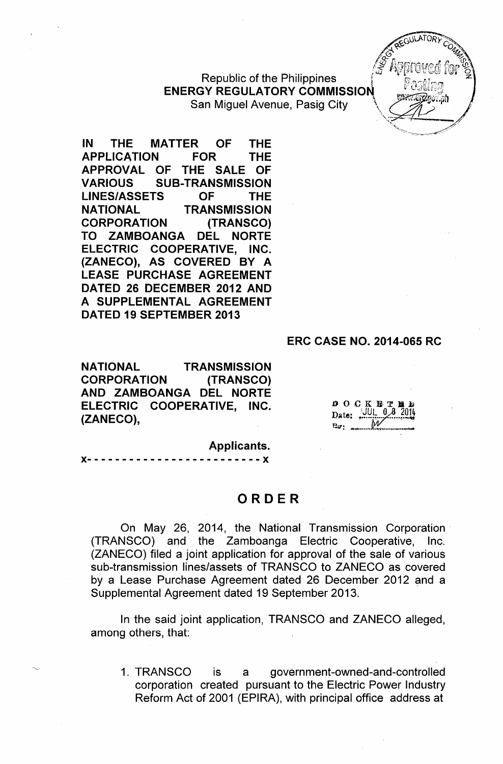Republic of the Philippines
**ENERGY REGULATORY COMMISSION**
San Miguel Avenue, Pasig City

**IN THE MATTER OF THE APPLICATION FOR THE APPROVAL OF THE SALE OF VARIOUS SUB-TRANSMISSION LINES/ASSETS OF THE NATIONAL TRANSMISSION CORPORATION (TRANSCO) TO ZAMBOANGA DEL NORTE ELECTRIC COOPERATIVE, INC. (ZANECO), AS COVERED BY A LEASE PURCHASE AGREEMENT DATED 26 DECEMBER 2012 AND A SUPPLEMENTAL AGREEMENT DATED 19 SEPTEMBER 2013**

**ERC CASE NO. 2014-065 RC**

**NATIONAL TRANSMISSION CORPORATION (TRANSCO) AND ZAMBOANGA DEL NORTE ELECTRIC COOPERATIVE, INC. (ZANECO),**

**Applicants.**

x- - - - - - - - - - - - - - - - - - - - - - - - x

DOCKETED
Date: JUL 08 2014
By: 

# ORDER

On May 26, 2014, the National Transmission Corporation (TRANSCO) and the Zamboanga Electric Cooperative, Inc. (ZANECO) filed a joint application for approval of the sale of various sub-transmission lines/assets of TRANSCO to ZANECO as covered by a Lease Purchase Agreement dated 26 December 2012 and a Supplemental Agreement dated 19 September 2013.

In the said joint application, TRANSCO and ZANECO alleged, among others, that:

1. TRANSCO is a government-owned-and-controlled corporation created pursuant to the Electric Power Industry Reform Act of 2001 (EPIRA), with principal office address at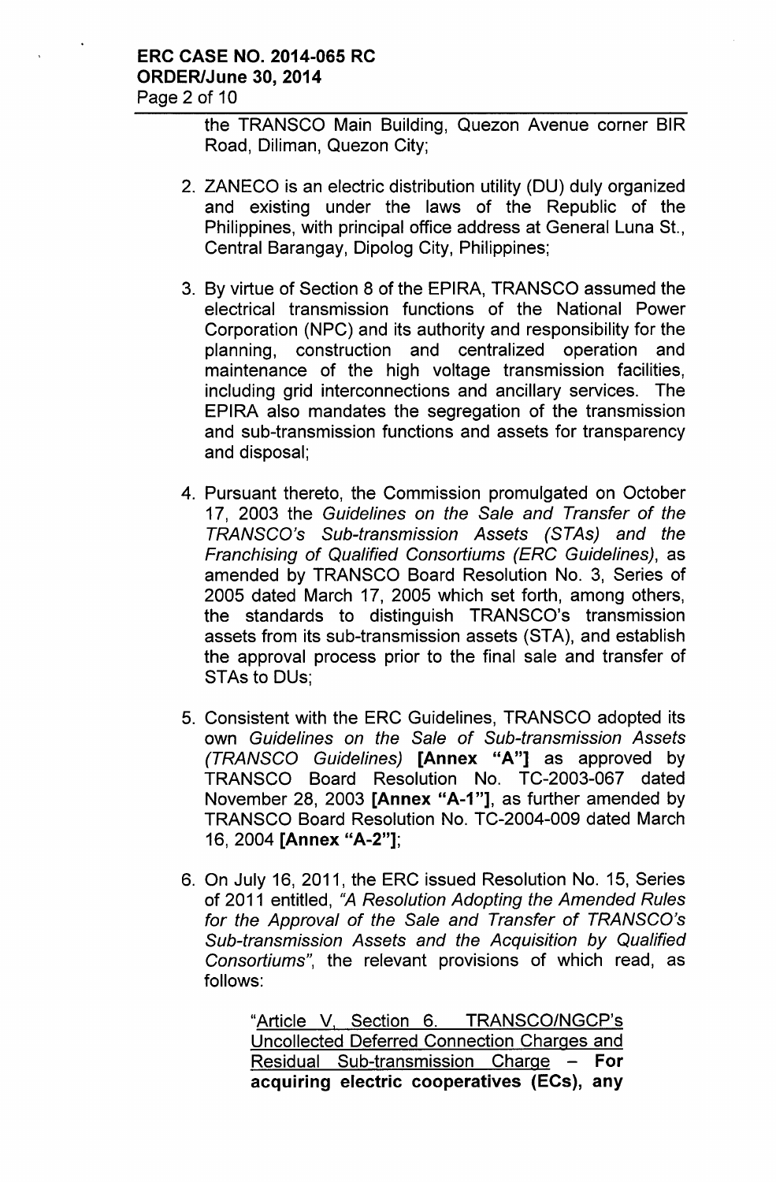the TRANSCO Main Building, Quezon Avenue corner BIR Road, Diliman, Quezon City;

2. ZANECO is an electric distribution utility (DU) duly organized and existing under the laws of the Republic of the Philippines, with principal office address at General Luna St., Central Barangay, Dipolog City, Philippines;

3. By virtue of Section 8 of the EPIRA, TRANSCO assumed the electrical transmission functions of the National Power Corporation (NPC) and its authority and responsibility for the planning, construction and centralized operation and maintenance of the high voltage transmission facilities, including grid interconnections and ancillary services. The EPIRA also mandates the segregation of the transmission and sub-transmission functions and assets for transparency and disposal;

4. Pursuant thereto, the Commission promulgated on October 17, 2003 the *Guidelines on the Sale and Transfer of the TRANSCO's Sub-transmission Assets (STAs) and the Franchising of Qualified Consortiums (ERC Guidelines)*, as amended by TRANSCO Board Resolution No. 3, Series of 2005 dated March 17, 2005 which set forth, among others, the standards to distinguish TRANSCO's transmission assets from its sub-transmission assets (STA), and establish the approval process prior to the final sale and transfer of STAs to DUs;

5. Consistent with the ERC Guidelines, TRANSCO adopted its own *Guidelines on the Sale of Sub-transmission Assets (TRANSCO Guidelines)* **[Annex "A"]** as approved by TRANSCO Board Resolution No. TC-2003-067 dated November 28, 2003 **[Annex "A-1"]**, as further amended by TRANSCO Board Resolution No. TC-2004-009 dated March 16, 2004 **[Annex "A-2"]**;

6. On July 16, 2011, the ERC issued Resolution No. 15, Series of 2011 entitled, *"A Resolution Adopting the Amended Rules for the Approval of the Sale and Transfer of TRANSCO's Sub-transmission Assets and the Acquisition by Qualified Consortiums"*, the relevant provisions of which read, as follows:

   > "Article V, Section 6. TRANSCO/NGCP's Uncollected Deferred Connection Charges and Residual Sub-transmission Charge – **For acquiring electric cooperatives (ECs), any**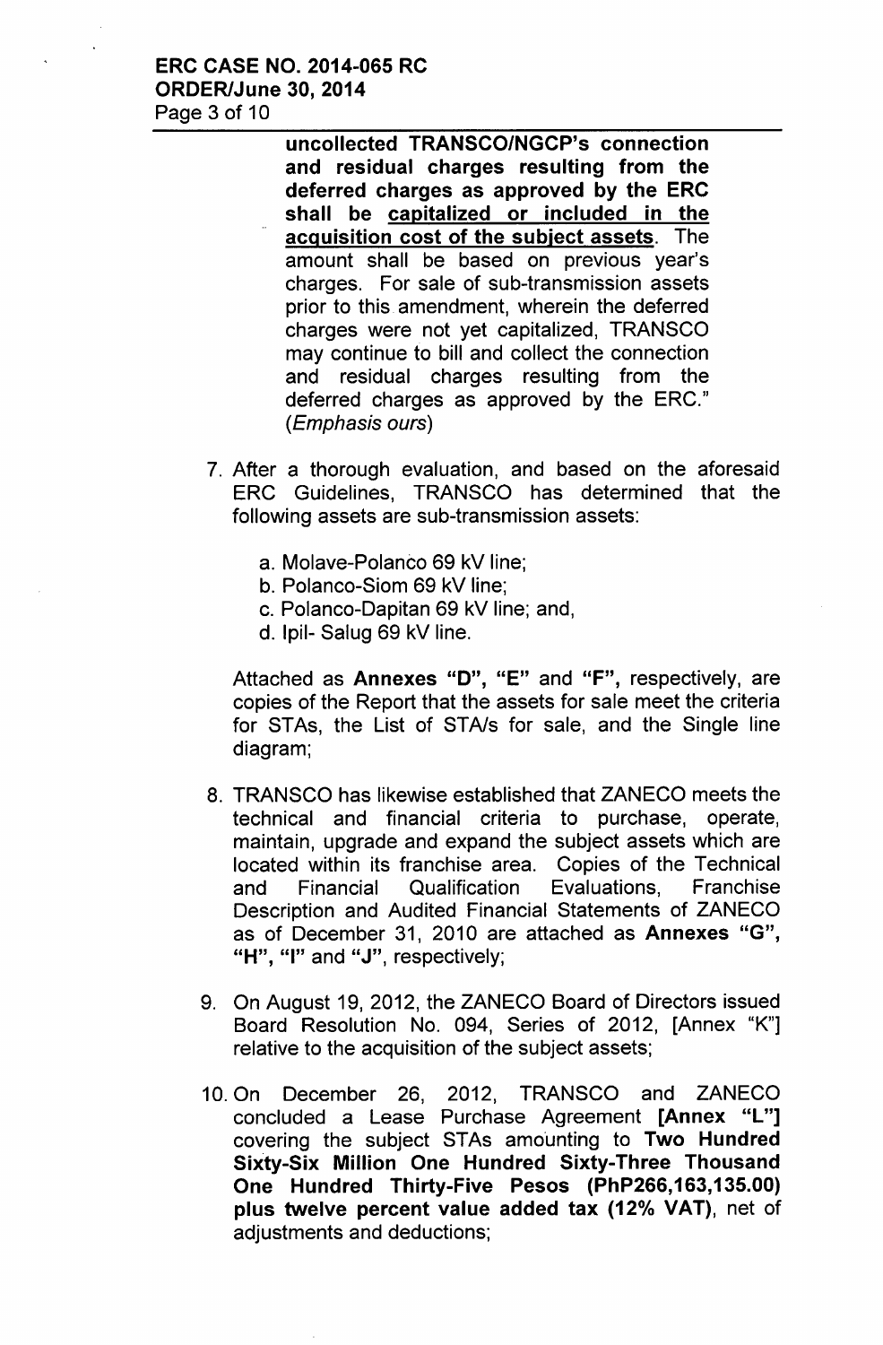**uncollected TRANSCO/NGCP's connection and residual charges resulting from the deferred charges as approved by the ERC shall be <u>capitalized or included in the acquisition cost of the subject assets</u>**. The amount shall be based on previous year's charges. For sale of sub-transmission assets prior to this amendment, wherein the deferred charges were not yet capitalized, TRANSCO may continue to bill and collect the connection and residual charges resulting from the deferred charges as approved by the ERC." (*Emphasis ours*)

7. After a thorough evaluation, and based on the aforesaid ERC Guidelines, TRANSCO has determined that the following assets are sub-transmission assets:

    a. Molave-Polanco 69 kV line;
    b. Polanco-Siom 69 kV line;
    c. Polanco-Dapitan 69 kV line; and,
    d. Ipil- Salug 69 kV line.

    Attached as **Annexes "D", "E"** and **"F"**, respectively, are copies of the Report that the assets for sale meet the criteria for STAs, the List of STA/s for sale, and the Single line diagram;

8. TRANSCO has likewise established that ZANECO meets the technical and financial criteria to purchase, operate, maintain, upgrade and expand the subject assets which are located within its franchise area. Copies of the Technical and Financial Qualification Evaluations, Franchise Description and Audited Financial Statements of ZANECO as of December 31, 2010 are attached as **Annexes "G", "H", "I"** and **"J"**, respectively;

9. On August 19, 2012, the ZANECO Board of Directors issued Board Resolution No. 094, Series of 2012, [Annex "K"] relative to the acquisition of the subject assets;

10. On December 26, 2012, TRANSCO and ZANECO concluded a Lease Purchase Agreement **[Annex "L"]** covering the subject STAs amounting to **Two Hundred Sixty-Six Million One Hundred Sixty-Three Thousand One Hundred Thirty-Five Pesos (PhP266,163,135.00) plus twelve percent value added tax (12% VAT)**, net of adjustments and deductions;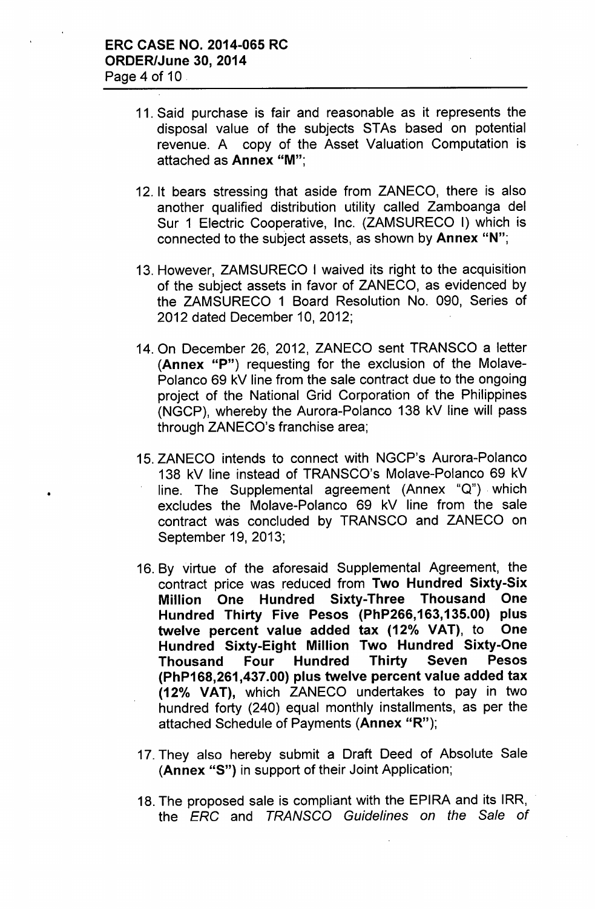11. Said purchase is fair and reasonable as it represents the disposal value of the subjects STAs based on potential revenue. A copy of the Asset Valuation Computation is attached as **Annex "M"**;

12. It bears stressing that aside from ZANECO, there is also another qualified distribution utility called Zamboanga del Sur 1 Electric Cooperative, Inc. (ZAMSURECO I) which is connected to the subject assets, as shown by **Annex "N"**;

13. However, ZAMSURECO I waived its right to the acquisition of the subject assets in favor of ZANECO, as evidenced by the ZAMSURECO 1 Board Resolution No. 090, Series of 2012 dated December 10, 2012;

14. On December 26, 2012, ZANECO sent TRANSCO a letter (**Annex "P"**) requesting for the exclusion of the Molave-Polanco 69 kV line from the sale contract due to the ongoing project of the National Grid Corporation of the Philippines (NGCP), whereby the Aurora-Polanco 138 kV line will pass through ZANECO's franchise area;

15. ZANECO intends to connect with NGCP's Aurora-Polanco 138 kV line instead of TRANSCO's Molave-Polanco 69 kV line. The Supplemental agreement (Annex "Q") which excludes the Molave-Polanco 69 kV line from the sale contract was concluded by TRANSCO and ZANECO on September 19, 2013;

16. By virtue of the aforesaid Supplemental Agreement, the contract price was reduced from **Two Hundred Sixty-Six Million One Hundred Sixty-Three Thousand One Hundred Thirty Five Pesos (PhP266,163,135.00) plus twelve percent value added tax (12% VAT)**, to **One Hundred Sixty-Eight Million Two Hundred Sixty-One Thousand Four Hundred Thirty Seven Pesos (PhP168,261,437.00) plus twelve percent value added tax (12% VAT),** which ZANECO undertakes to pay in two hundred forty (240) equal monthly installments, as per the attached Schedule of Payments (**Annex "R"**);

17. They also hereby submit a Draft Deed of Absolute Sale (**Annex "S"**) in support of their Joint Application;

18. The proposed sale is compliant with the EPIRA and its IRR, the *ERC* and *TRANSCO Guidelines on the Sale of*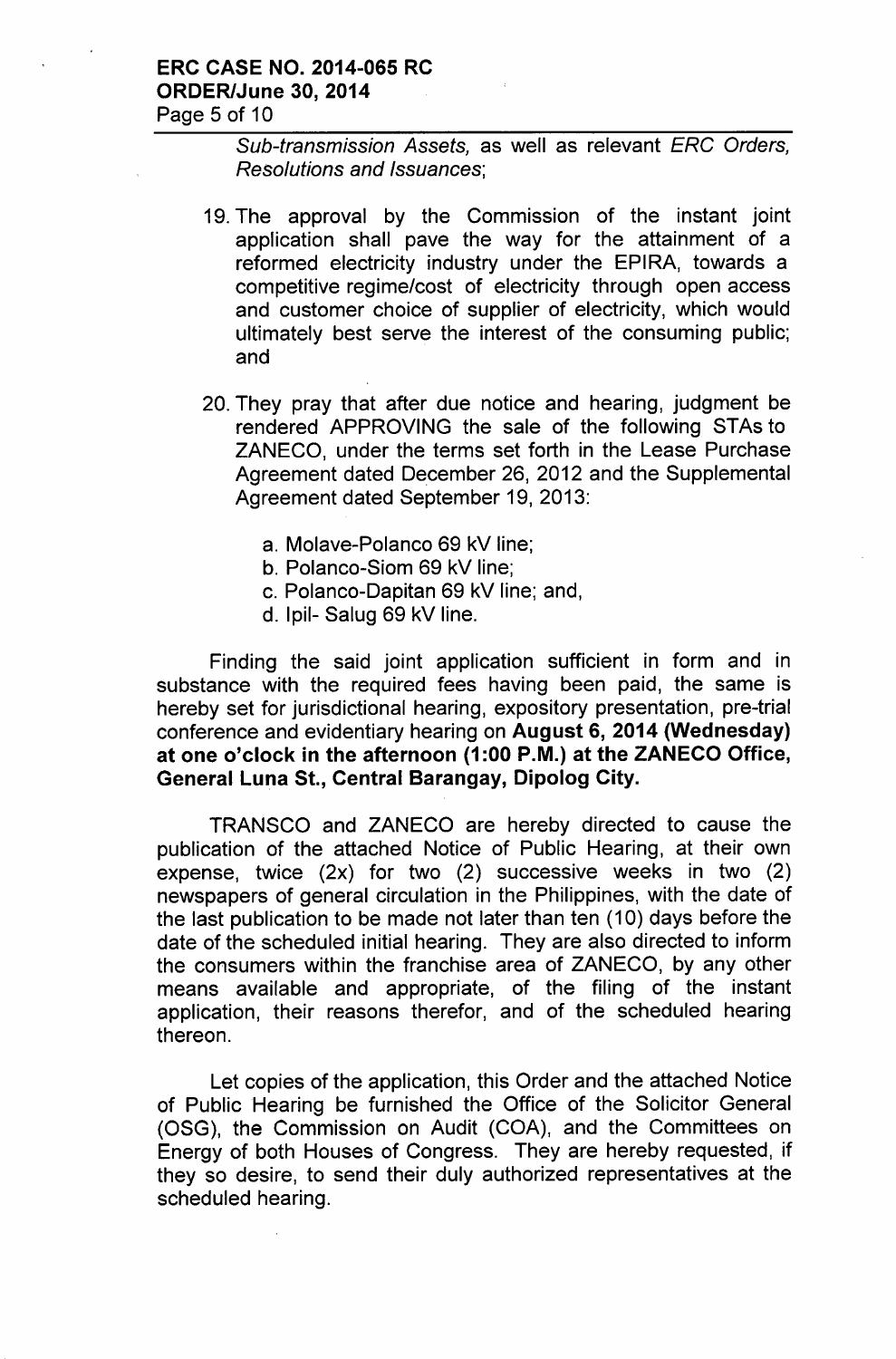*Sub-transmission Assets,* as well as relevant *ERC Orders, Resolutions and Issuances*;

19. The approval by the Commission of the instant joint application shall pave the way for the attainment of a reformed electricity industry under the EPIRA, towards a competitive regime/cost of electricity through open access and customer choice of supplier of electricity, which would ultimately best serve the interest of the consuming public; and

20. They pray that after due notice and hearing, judgment be rendered APPROVING the sale of the following STAs to ZANECO, under the terms set forth in the Lease Purchase Agreement dated December 26, 2012 and the Supplemental Agreement dated September 19, 2013:

    a. Molave-Polanco 69 kV line;
    b. Polanco-Siom 69 kV line;
    c. Polanco-Dapitan 69 kV line; and,
    d. Ipil- Salug 69 kV line.

Finding the said joint application sufficient in form and in substance with the required fees having been paid, the same is hereby set for jurisdictional hearing, expository presentation, pre-trial conference and evidentiary hearing on **August 6, 2014 (Wednesday) at one o'clock in the afternoon (1:00 P.M.) at the ZANECO Office, General Luna St., Central Barangay, Dipolog City.**

TRANSCO and ZANECO are hereby directed to cause the publication of the attached Notice of Public Hearing, at their own expense, twice (2x) for two (2) successive weeks in two (2) newspapers of general circulation in the Philippines, with the date of the last publication to be made not later than ten (10) days before the date of the scheduled initial hearing. They are also directed to inform the consumers within the franchise area of ZANECO, by any other means available and appropriate, of the filing of the instant application, their reasons therefor, and of the scheduled hearing thereon.

Let copies of the application, this Order and the attached Notice of Public Hearing be furnished the Office of the Solicitor General (OSG), the Commission on Audit (COA), and the Committees on Energy of both Houses of Congress. They are hereby requested, if they so desire, to send their duly authorized representatives at the scheduled hearing.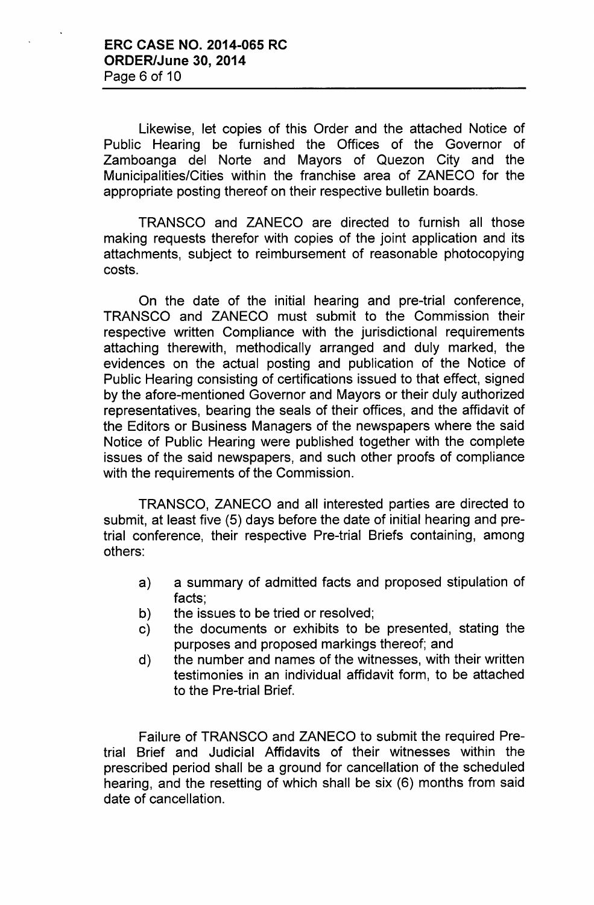Likewise, let copies of this Order and the attached Notice of Public Hearing be furnished the Offices of the Governor of Zamboanga del Norte and Mayors of Quezon City and the Municipalities/Cities within the franchise area of ZANECO for the appropriate posting thereof on their respective bulletin boards.

TRANSCO and ZANECO are directed to furnish all those making requests therefor with copies of the joint application and its attachments, subject to reimbursement of reasonable photocopying costs.

On the date of the initial hearing and pre-trial conference, TRANSCO and ZANECO must submit to the Commission their respective written Compliance with the jurisdictional requirements attaching therewith, methodically arranged and duly marked, the evidences on the actual posting and publication of the Notice of Public Hearing consisting of certifications issued to that effect, signed by the afore-mentioned Governor and Mayors or their duly authorized representatives, bearing the seals of their offices, and the affidavit of the Editors or Business Managers of the newspapers where the said Notice of Public Hearing were published together with the complete issues of the said newspapers, and such other proofs of compliance with the requirements of the Commission.

TRANSCO, ZANECO and all interested parties are directed to submit, at least five (5) days before the date of initial hearing and pre-trial conference, their respective Pre-trial Briefs containing, among others:

a) a summary of admitted facts and proposed stipulation of facts;
b) the issues to be tried or resolved;
c) the documents or exhibits to be presented, stating the purposes and proposed markings thereof; and
d) the number and names of the witnesses, with their written testimonies in an individual affidavit form, to be attached to the Pre-trial Brief.

Failure of TRANSCO and ZANECO to submit the required Pre-trial Brief and Judicial Affidavits of their witnesses within the prescribed period shall be a ground for cancellation of the scheduled hearing, and the resetting of which shall be six (6) months from said date of cancellation.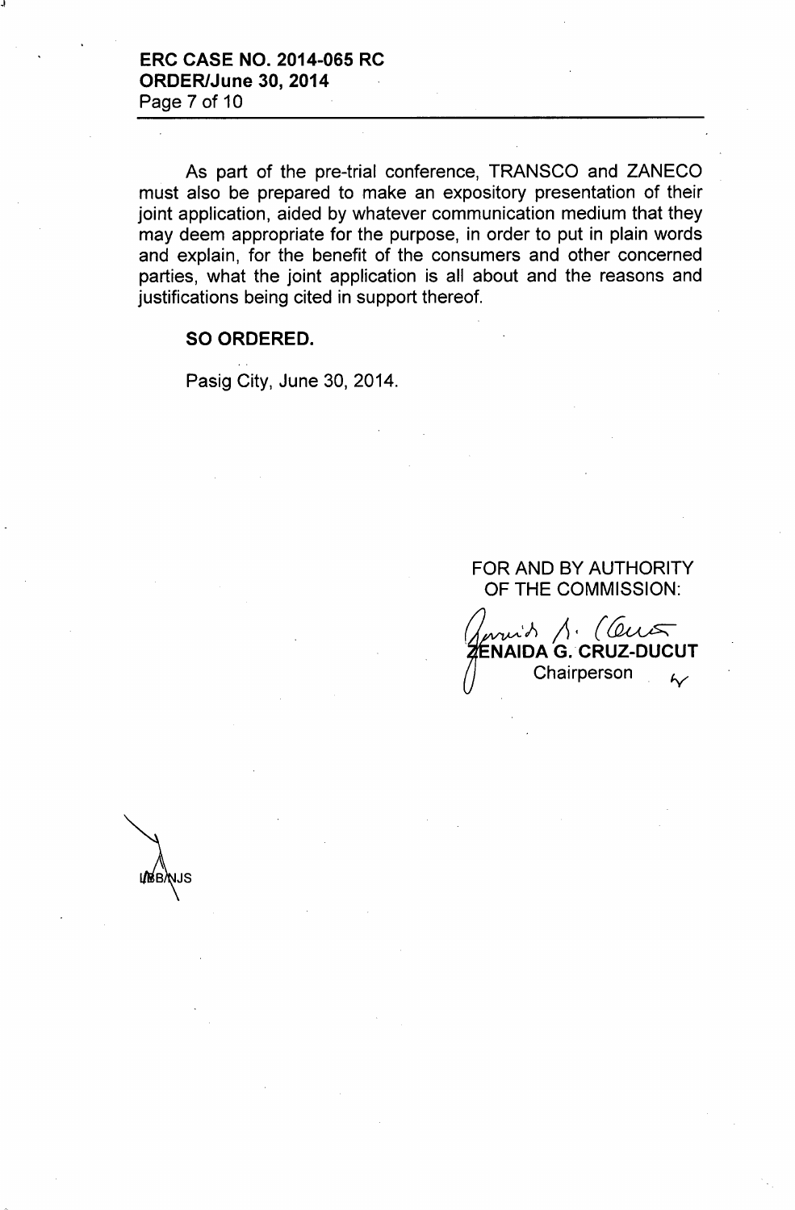As part of the pre-trial conference, TRANSCO and ZANECO must also be prepared to make an expository presentation of their joint application, aided by whatever communication medium that they may deem appropriate for the purpose, in order to put in plain words and explain, for the benefit of the consumers and other concerned parties, what the joint application is all about and the reasons and justifications being cited in support thereof.

**SO ORDERED.**

Pasig City, June 30, 2014.

FOR AND BY AUTHORITY
OF THE COMMISSION:

**ZENAIDA G. CRUZ-DUCUT**
Chairperson

LBB/NJS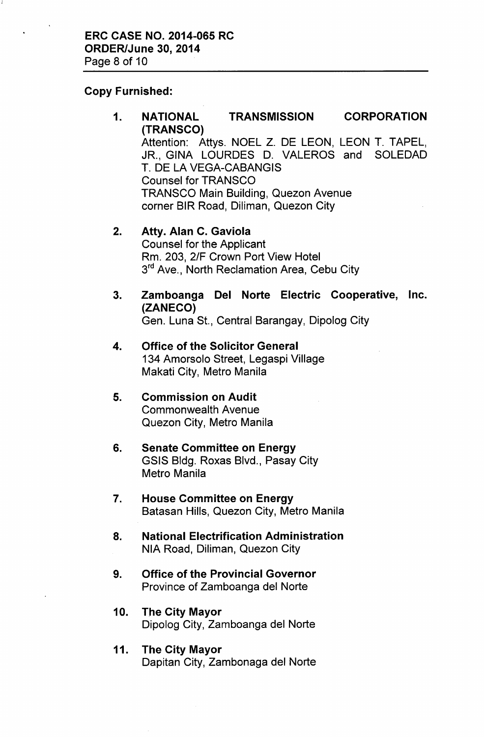**Copy Furnished:**

1. **NATIONAL TRANSMISSION CORPORATION (TRANSCO)**
   Attention: Attys. NOEL Z. DE LEON, LEON T. TAPEL, JR., GINA LOURDES D. VALEROS and SOLEDAD T. DE LA VEGA-CABANGIS
   Counsel for TRANSCO
   TRANSCO Main Building, Quezon Avenue
   corner BIR Road, Diliman, Quezon City

2. **Atty. Alan C. Gaviola**
   Counsel for the Applicant
   Rm. 203, 2/F Crown Port View Hotel
   3rd Ave., North Reclamation Area, Cebu City

3. **Zamboanga Del Norte Electric Cooperative, Inc. (ZANECO)**
   Gen. Luna St., Central Barangay, Dipolog City

4. **Office of the Solicitor General**
   134 Amorsolo Street, Legaspi Village
   Makati City, Metro Manila

5. **Commission on Audit**
   Commonwealth Avenue
   Quezon City, Metro Manila

6. **Senate Committee on Energy**
   GSIS Bldg. Roxas Blvd., Pasay City
   Metro Manila

7. **House Committee on Energy**
   Batasan Hills, Quezon City, Metro Manila

8. **National Electrification Administration**
   NIA Road, Diliman, Quezon City

9. **Office of the Provincial Governor**
   Province of Zamboanga del Norte

10. **The City Mayor**
    Dipolog City, Zamboanga del Norte

11. **The City Mayor**
    Dapitan City, Zambonaga del Norte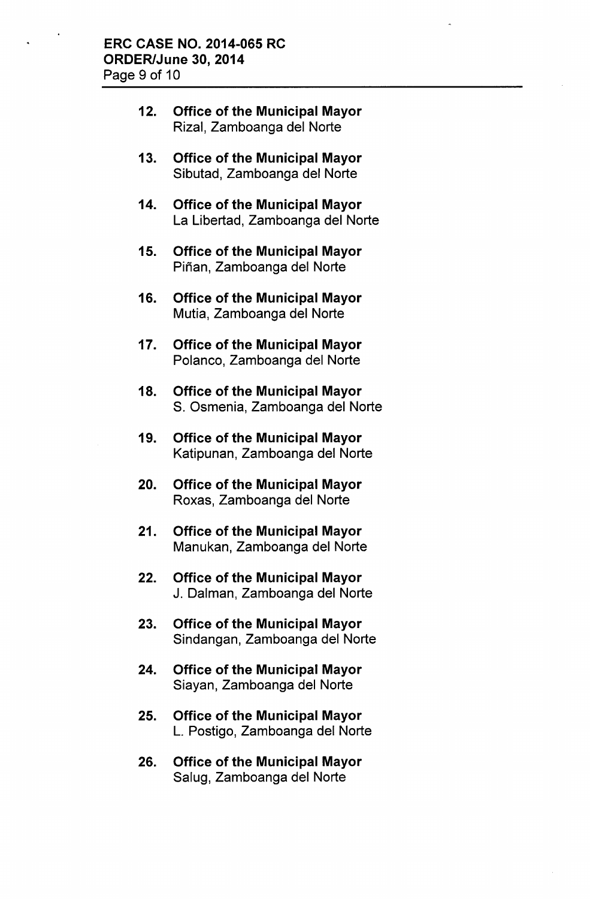12. **Office of the Municipal Mayor**
    Rizal, Zamboanga del Norte

13. **Office of the Municipal Mayor**
    Sibutad, Zamboanga del Norte

14. **Office of the Municipal Mayor**
    La Libertad, Zamboanga del Norte

15. **Office of the Municipal Mayor**
    Piñan, Zamboanga del Norte

16. **Office of the Municipal Mayor**
    Mutia, Zamboanga del Norte

17. **Office of the Municipal Mayor**
    Polanco, Zamboanga del Norte

18. **Office of the Municipal Mayor**
    S. Osmenia, Zamboanga del Norte

19. **Office of the Municipal Mayor**
    Katipunan, Zamboanga del Norte

20. **Office of the Municipal Mayor**
    Roxas, Zamboanga del Norte

21. **Office of the Municipal Mayor**
    Manukan, Zamboanga del Norte

22. **Office of the Municipal Mayor**
    J. Dalman, Zamboanga del Norte

23. **Office of the Municipal Mayor**
    Sindangan, Zamboanga del Norte

24. **Office of the Municipal Mayor**
    Siayan, Zamboanga del Norte

25. **Office of the Municipal Mayor**
    L. Postigo, Zamboanga del Norte

26. **Office of the Municipal Mayor**
    Salug, Zamboanga del Norte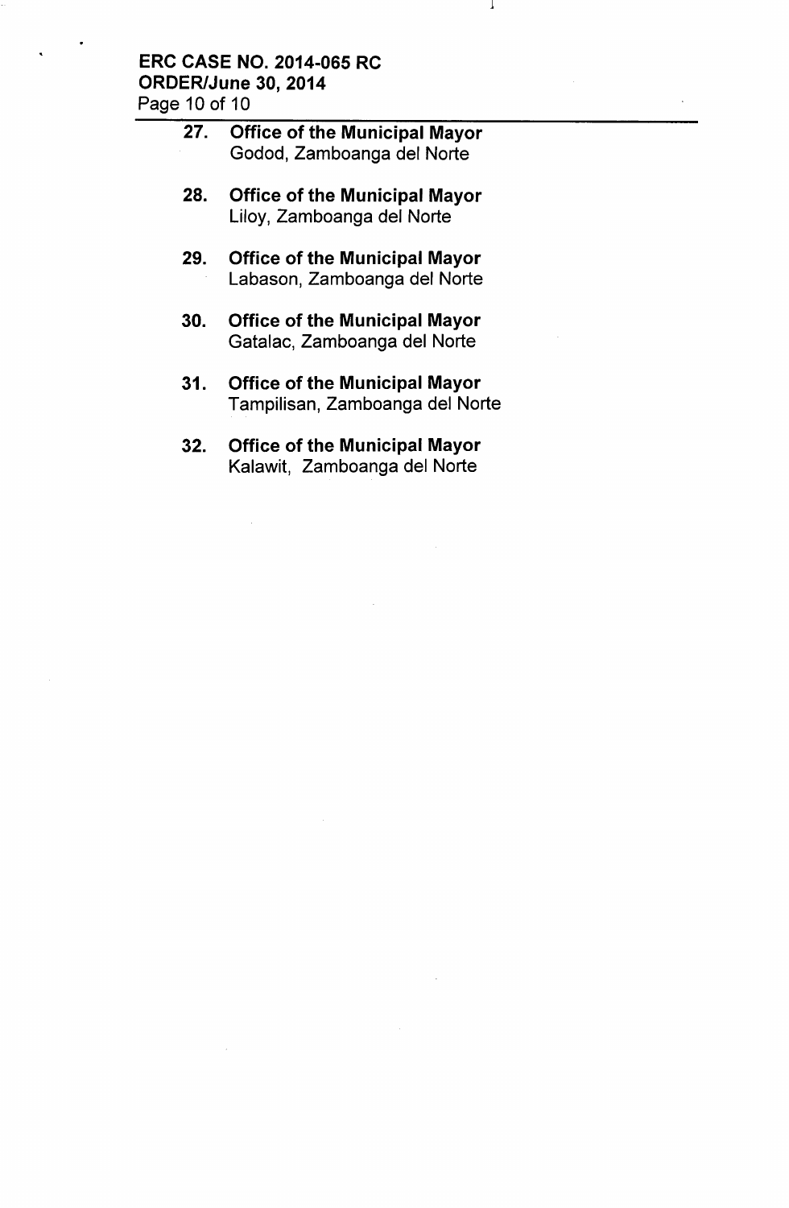27. **Office of the Municipal Mayor**
    Godod, Zamboanga del Norte

28. **Office of the Municipal Mayor**
    Liloy, Zamboanga del Norte

29. **Office of the Municipal Mayor**
    Labason, Zamboanga del Norte

30. **Office of the Municipal Mayor**
    Gatalac, Zamboanga del Norte

31. **Office of the Municipal Mayor**
    Tampilisan, Zamboanga del Norte

32. **Office of the Municipal Mayor**
    Kalawit, Zamboanga del Norte